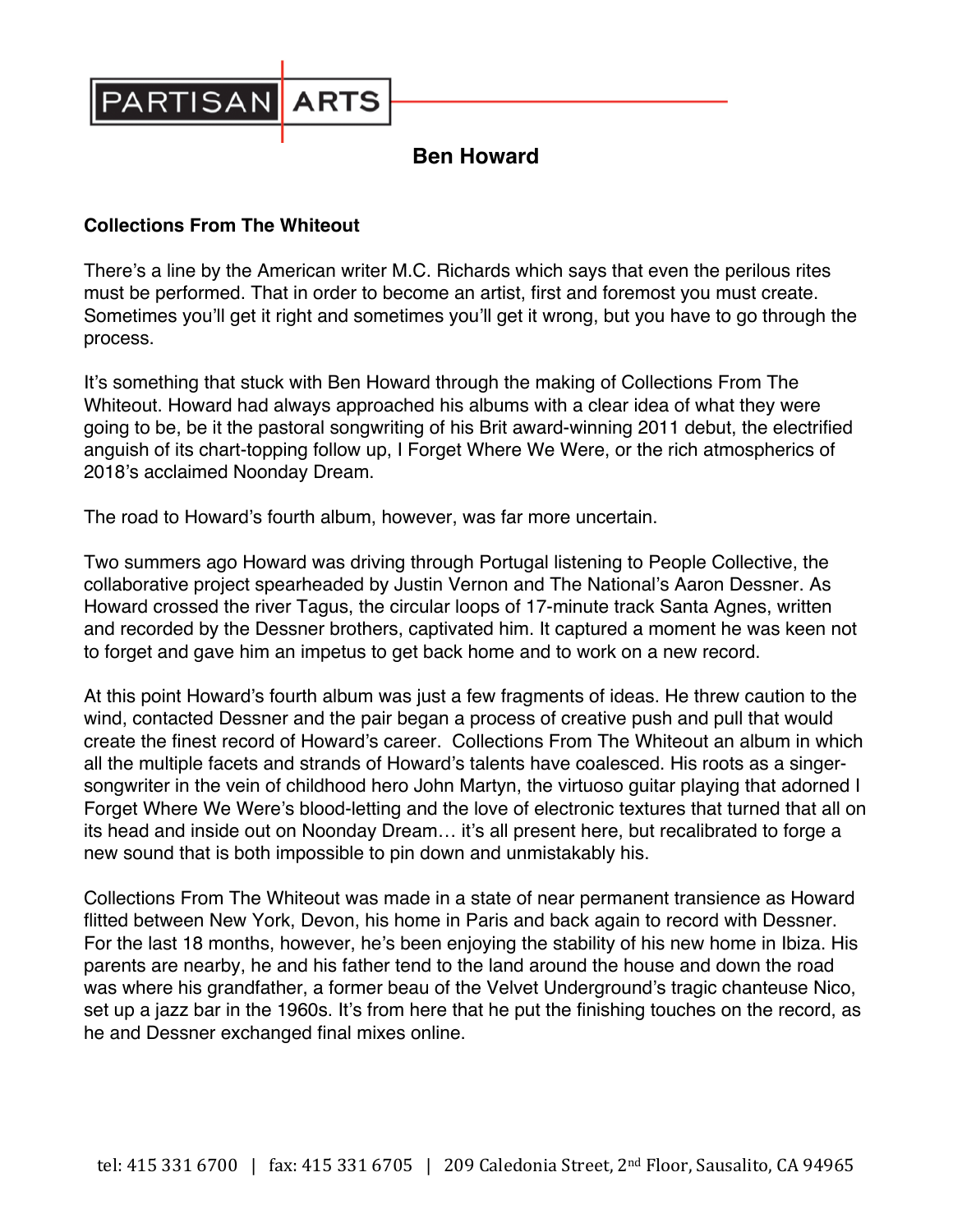PARTISAN ARTS

# Ben Howard

**Collections From The Whiteout**

There's a line by the American writer M.C. Richards which says that even the perilous rites must be performed. That in order to become an artist, first and foremost you must create. Sometimes you'll get it right and sometimes you'll get it wrong, but you have to go through the process.

It's something that stuck with Ben Howard through the making of Collections From The Whiteout. Howard had always approached his albums with a clear idea of what they were going to be, be it the pastoral songwriting of his Brit award-winning 2011 debut, the electrified anguish of its chart-topping follow up, I Forget Where We Were, or the rich atmospherics of 2018's acclaimed Noonday Dream.

The road to Howard's fourth album, however, was far more uncertain.

Two summers ago Howard was driving through Portugal listening to People Collective, the collaborative project spearheaded by Justin Vernon and The National's Aaron Dessner. As Howard crossed the river Tagus, the circular loops of 17-minute track Santa Agnes, written and recorded by the Dessner brothers, captivated him. It captured a moment he was keen not to forget and gave him an impetus to get back home and to work on a new record.

At this point Howard's fourth album was just a few fragments of ideas. He threw caution to the wind, contacted Dessner and the pair began a process of creative push and pull that would create the finest record of Howard's career. Collections From The Whiteout an album in which all the multiple facets and strands of Howard's talents have coalesced. His roots as a singer-songwriter in the vein of childhood hero John Martyn, the virtuoso guitar playing that adorned I Forget Where We Were's blood-letting and the love of electronic textures that turned that all on its head and inside out on Noonday Dream… it's all present here, but recalibrated to forge a new sound that is both impossible to pin down and unmistakably his.

Collections From The Whiteout was made in a state of near permanent transience as Howard flitted between New York, Devon, his home in Paris and back again to record with Dessner. For the last 18 months, however, he's been enjoying the stability of his new home in Ibiza. His parents are nearby, he and his father tend to the land around the house and down the road was where his grandfather, a former beau of the Velvet Underground's tragic chanteuse Nico, set up a jazz bar in the 1960s. It's from here that he put the finishing touches on the record, as he and Dessner exchanged final mixes online.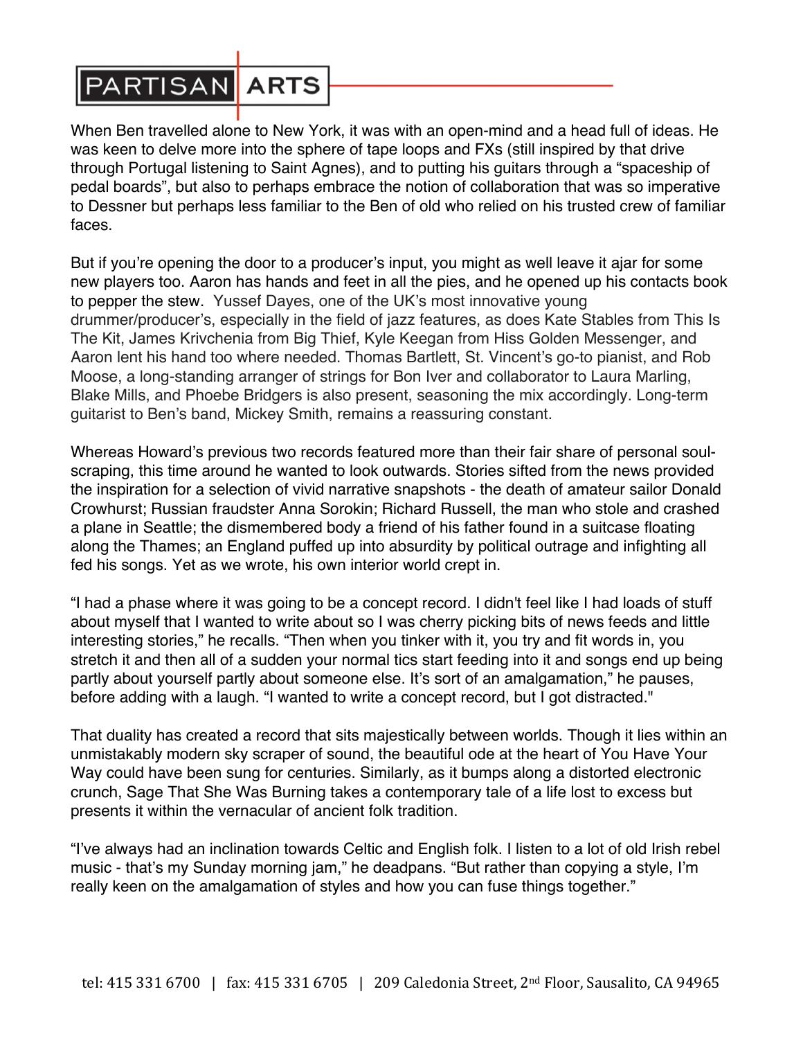When Ben travelled alone to New York, it was with an open-mind and a head full of ideas. He was keen to delve more into the sphere of tape loops and FXs (still inspired by that drive through Portugal listening to Saint Agnes), and to putting his guitars through a "spaceship of pedal boards", but also to perhaps embrace the notion of collaboration that was so imperative to Dessner but perhaps less familiar to the Ben of old who relied on his trusted crew of familiar faces.

But if you're opening the door to a producer's input, you might as well leave it ajar for some new players too. Aaron has hands and feet in all the pies, and he opened up his contacts book to pepper the stew. Yussef Dayes, one of the UK's most innovative young drummer/producer's, especially in the field of jazz features, as does Kate Stables from This Is The Kit, James Krivchenia from Big Thief, Kyle Keegan from Hiss Golden Messenger, and Aaron lent his hand too where needed. Thomas Bartlett, St. Vincent's go-to pianist, and Rob Moose, a long-standing arranger of strings for Bon Iver and collaborator to Laura Marling, Blake Mills, and Phoebe Bridgers is also present, seasoning the mix accordingly. Long-term guitarist to Ben's band, Mickey Smith, remains a reassuring constant.

Whereas Howard's previous two records featured more than their fair share of personal soul-scraping, this time around he wanted to look outwards. Stories sifted from the news provided the inspiration for a selection of vivid narrative snapshots - the death of amateur sailor Donald Crowhurst; Russian fraudster Anna Sorokin; Richard Russell, the man who stole and crashed a plane in Seattle; the dismembered body a friend of his father found in a suitcase floating along the Thames; an England puffed up into absurdity by political outrage and infighting all fed his songs. Yet as we wrote, his own interior world crept in.

"I had a phase where it was going to be a concept record. I didn't feel like I had loads of stuff about myself that I wanted to write about so I was cherry picking bits of news feeds and little interesting stories," he recalls. "Then when you tinker with it, you try and fit words in, you stretch it and then all of a sudden your normal tics start feeding into it and songs end up being partly about yourself partly about someone else. It's sort of an amalgamation," he pauses, before adding with a laugh. "I wanted to write a concept record, but I got distracted."

That duality has created a record that sits majestically between worlds. Though it lies within an unmistakably modern sky scraper of sound, the beautiful ode at the heart of You Have Your Way could have been sung for centuries. Similarly, as it bumps along a distorted electronic crunch, Sage That She Was Burning takes a contemporary tale of a life lost to excess but presents it within the vernacular of ancient folk tradition.

"I've always had an inclination towards Celtic and English folk. I listen to a lot of old Irish rebel music - that's my Sunday morning jam," he deadpans. "But rather than copying a style, I'm really keen on the amalgamation of styles and how you can fuse things together."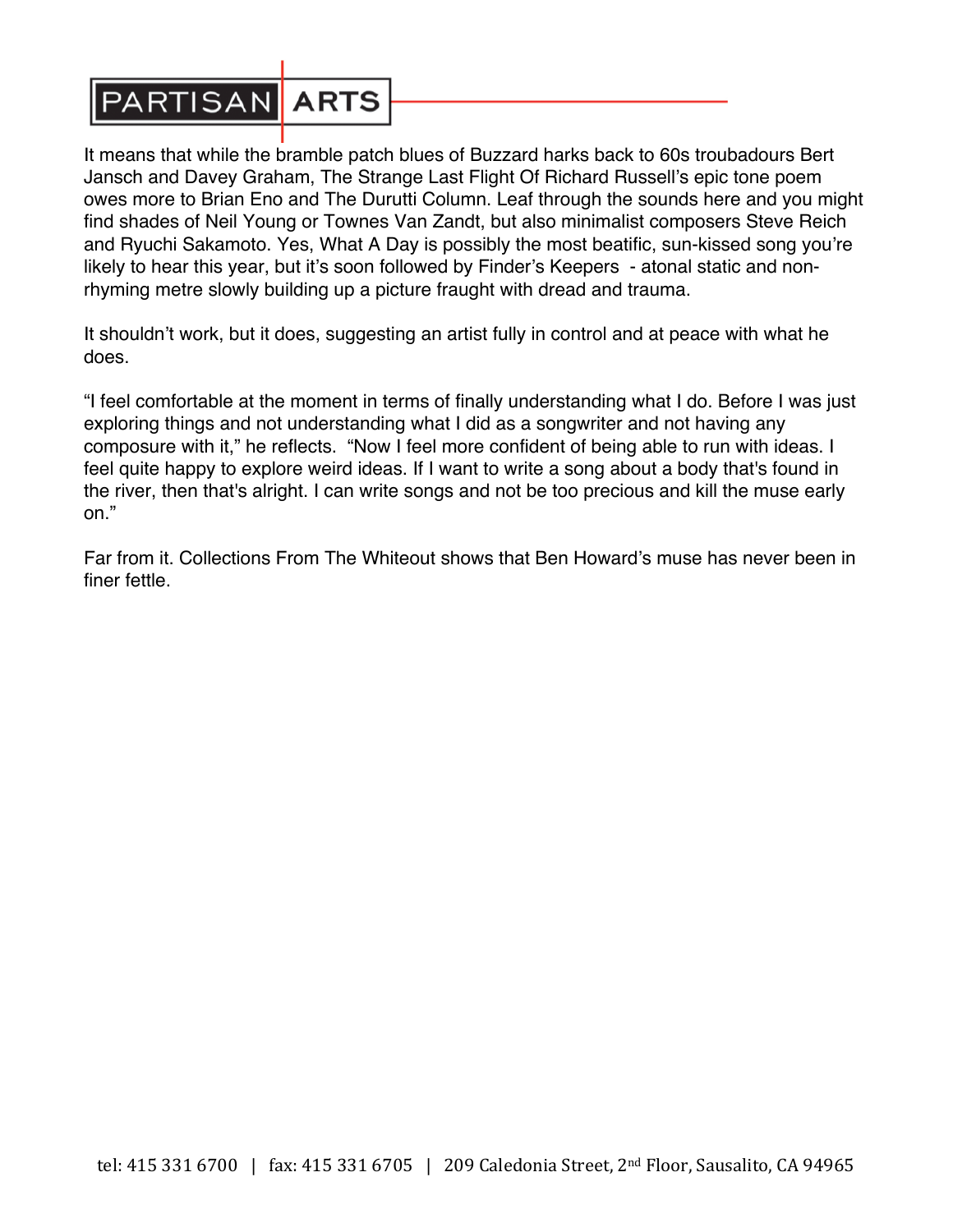It means that while the bramble patch blues of Buzzard harks back to 60s troubadours Bert Jansch and Davey Graham, The Strange Last Flight Of Richard Russell's epic tone poem owes more to Brian Eno and The Durutti Column. Leaf through the sounds here and you might find shades of Neil Young or Townes Van Zandt, but also minimalist composers Steve Reich and Ryuchi Sakamoto. Yes, What A Day is possibly the most beatific, sun-kissed song you're likely to hear this year, but it's soon followed by Finder's Keepers - atonal static and non-rhyming metre slowly building up a picture fraught with dread and trauma.

It shouldn't work, but it does, suggesting an artist fully in control and at peace with what he does.

"I feel comfortable at the moment in terms of finally understanding what I do. Before I was just exploring things and not understanding what I did as a songwriter and not having any composure with it," he reflects. "Now I feel more confident of being able to run with ideas. I feel quite happy to explore weird ideas. If I want to write a song about a body that's found in the river, then that's alright. I can write songs and not be too precious and kill the muse early on."

Far from it. Collections From The Whiteout shows that Ben Howard's muse has never been in finer fettle.